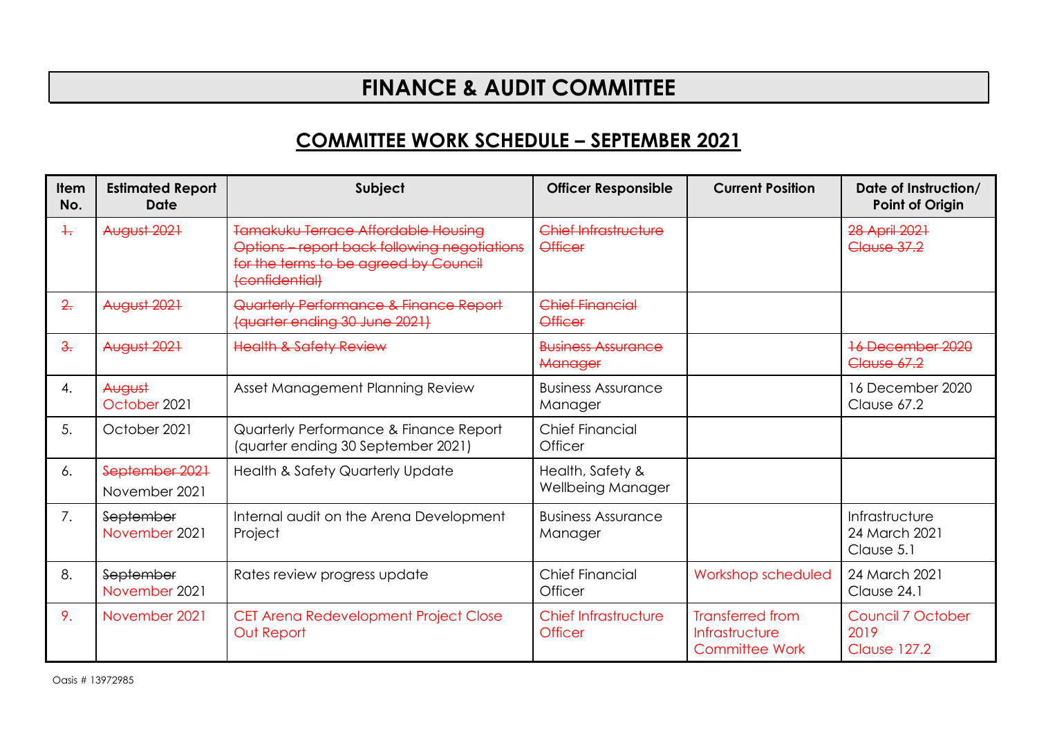# FINANCE & AUDIT COMMITTEE

## COMMITTEE WORK SCHEDULE – SEPTEMBER 2021

| Item No. | Estimated Report Date | Subject | Officer Responsible | Current Position | Date of Instruction/ Point of Origin |
|---|---|---|---|---|---|
| ~~1.~~ | ~~August 2021~~ | ~~Tamakuku Terrace Affordable Housing Options – report back following negotiations for the terms to be agreed by Council (confidential)~~ | ~~Chief Infrastructure Officer~~ | | ~~28 April 2021 Clause 37.2~~ |
| ~~2.~~ | ~~August 2021~~ | ~~Quarterly Performance & Finance Report (quarter ending 30 June 2021)~~ | ~~Chief Financial Officer~~ | | |
| ~~3.~~ | ~~August 2021~~ | ~~Health & Safety Review~~ | ~~Business Assurance Manager~~ | | ~~16 December 2020 Clause 67.2~~ |
| 4. | ~~August~~ October 2021 | Asset Management Planning Review | Business Assurance Manager | | 16 December 2020 Clause 67.2 |
| 5. | October 2021 | Quarterly Performance & Finance Report (quarter ending 30 September 2021) | Chief Financial Officer | | |
| 6. | ~~September 2021~~ November 2021 | Health & Safety Quarterly Update | Health, Safety & Wellbeing Manager | | |
| 7. | ~~September~~ November 2021 | Internal audit on the Arena Development Project | Business Assurance Manager | | Infrastructure 24 March 2021 Clause 5.1 |
| 8. | ~~September~~ November 2021 | Rates review progress update | Chief Financial Officer | Workshop scheduled | 24 March 2021 Clause 24.1 |
| 9. | November 2021 | CET Arena Redevelopment Project Close Out Report | Chief Infrastructure Officer | Transferred from Infrastructure Committee Work | Council 7 October 2019 Clause 127.2 |

Oasis # 13972985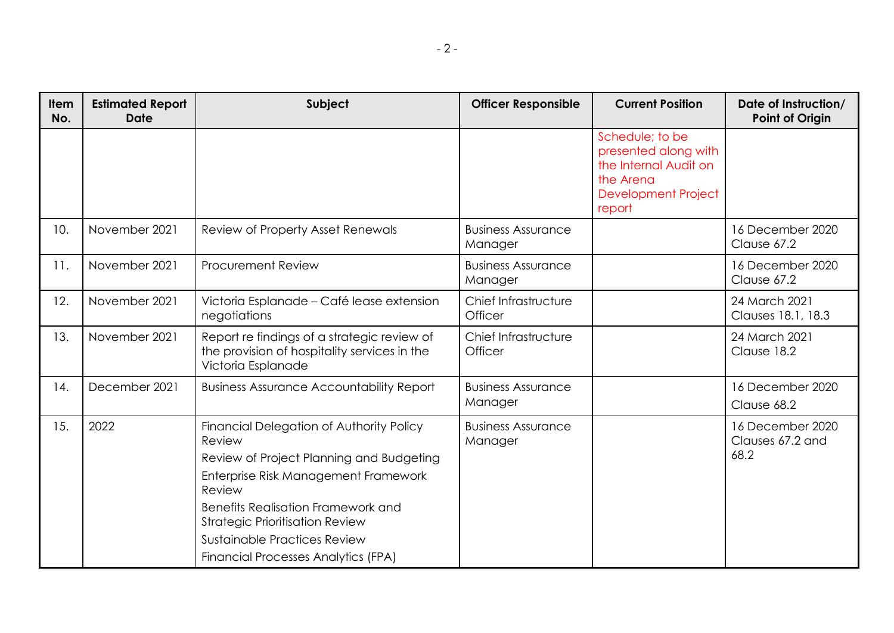| Item No. | Estimated Report Date | Subject | Officer Responsible | Current Position | Date of Instruction/ Point of Origin |
|---|---|---|---|---|---|
| | | | | Schedule; to be presented along with the Internal Audit on the Arena Development Project report | |
| 10. | November 2021 | Review of Property Asset Renewals | Business Assurance Manager | | 16 December 2020 Clause 67.2 |
| 11. | November 2021 | Procurement Review | Business Assurance Manager | | 16 December 2020 Clause 67.2 |
| 12. | November 2021 | Victoria Esplanade – Café lease extension negotiations | Chief Infrastructure Officer | | 24 March 2021 Clauses 18.1, 18.3 |
| 13. | November 2021 | Report re findings of a strategic review of the provision of hospitality services in the Victoria Esplanade | Chief Infrastructure Officer | | 24 March 2021 Clause 18.2 |
| 14. | December 2021 | Business Assurance Accountability Report | Business Assurance Manager | | 16 December 2020 Clause 68.2 |
| 15. | 2022 | Financial Delegation of Authority Policy Review<br>Review of Project Planning and Budgeting<br>Enterprise Risk Management Framework Review<br>Benefits Realisation Framework and Strategic Prioritisation Review<br>Sustainable Practices Review<br>Financial Processes Analytics (FPA) | Business Assurance Manager | | 16 December 2020 Clauses 67.2 and 68.2 |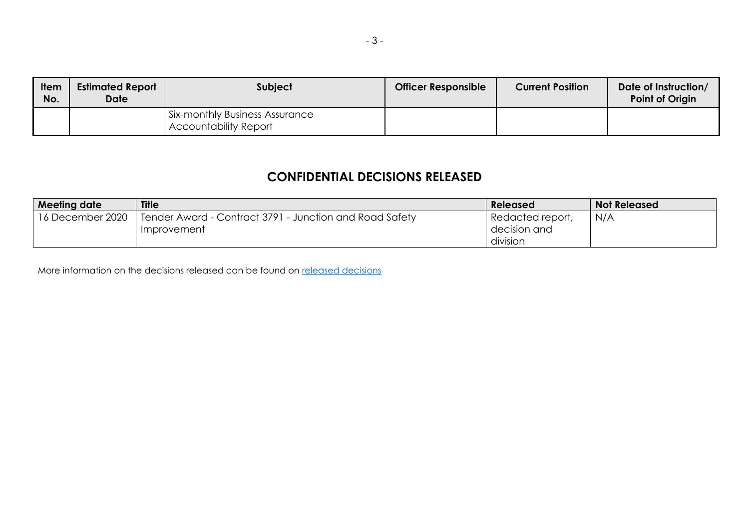| Item No. | Estimated Report Date | Subject | Officer Responsible | Current Position | Date of Instruction/ Point of Origin |
|---|---|---|---|---|---|
| | | Six-monthly Business Assurance Accountability Report | | | |

## CONFIDENTIAL DECISIONS RELEASED

| Meeting date | Title | Released | Not Released |
|---|---|---|---|
| 16 December 2020 | Tender Award - Contract 3791 - Junction and Road Safety Improvement | Redacted report, decision and division | N/A |

More information on the decisions released can be found on [released decisions]